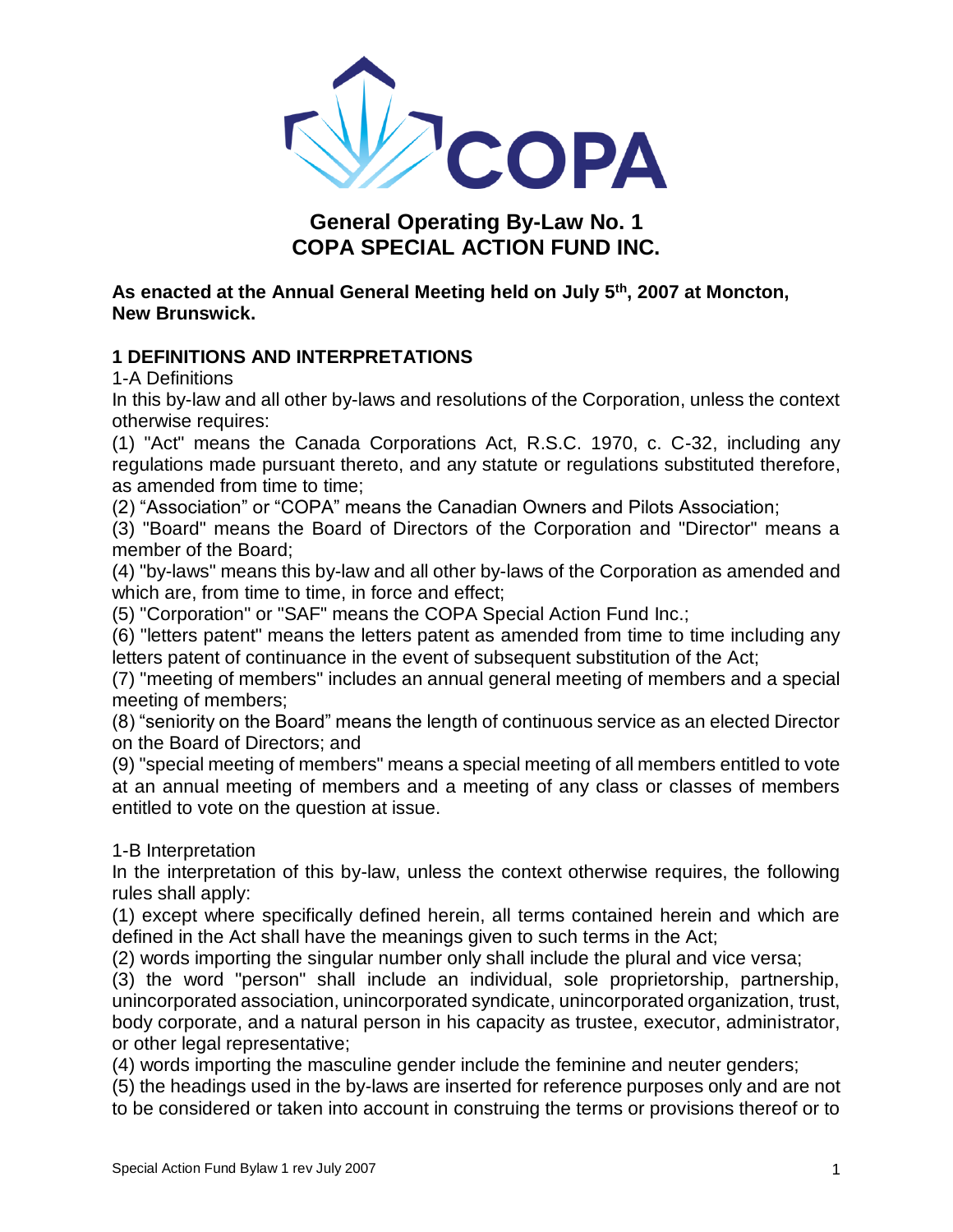# General Operating By-Law No. 1
# COPA SPECIAL ACTION FUND INC.

**As enacted at the Annual General Meeting held on July 5th, 2007 at Moncton, New Brunswick.**

## 1 DEFINITIONS AND INTERPRETATIONS

1-A Definitions

In this by-law and all other by-laws and resolutions of the Corporation, unless the context otherwise requires:

(1) "Act" means the Canada Corporations Act, R.S.C. 1970, c. C-32, including any regulations made pursuant thereto, and any statute or regulations substituted therefore, as amended from time to time;

(2) "Association" or "COPA" means the Canadian Owners and Pilots Association;

(3) "Board" means the Board of Directors of the Corporation and "Director" means a member of the Board;

(4) "by-laws" means this by-law and all other by-laws of the Corporation as amended and which are, from time to time, in force and effect;

(5) "Corporation" or "SAF" means the COPA Special Action Fund Inc.;

(6) "letters patent" means the letters patent as amended from time to time including any letters patent of continuance in the event of subsequent substitution of the Act;

(7) "meeting of members" includes an annual general meeting of members and a special meeting of members;

(8) "seniority on the Board" means the length of continuous service as an elected Director on the Board of Directors; and

(9) "special meeting of members" means a special meeting of all members entitled to vote at an annual meeting of members and a meeting of any class or classes of members entitled to vote on the question at issue.

1-B Interpretation

In the interpretation of this by-law, unless the context otherwise requires, the following rules shall apply:

(1) except where specifically defined herein, all terms contained herein and which are defined in the Act shall have the meanings given to such terms in the Act;

(2) words importing the singular number only shall include the plural and vice versa;

(3) the word "person" shall include an individual, sole proprietorship, partnership, unincorporated association, unincorporated syndicate, unincorporated organization, trust, body corporate, and a natural person in his capacity as trustee, executor, administrator, or other legal representative;

(4) words importing the masculine gender include the feminine and neuter genders;

(5) the headings used in the by-laws are inserted for reference purposes only and are not to be considered or taken into account in construing the terms or provisions thereof or to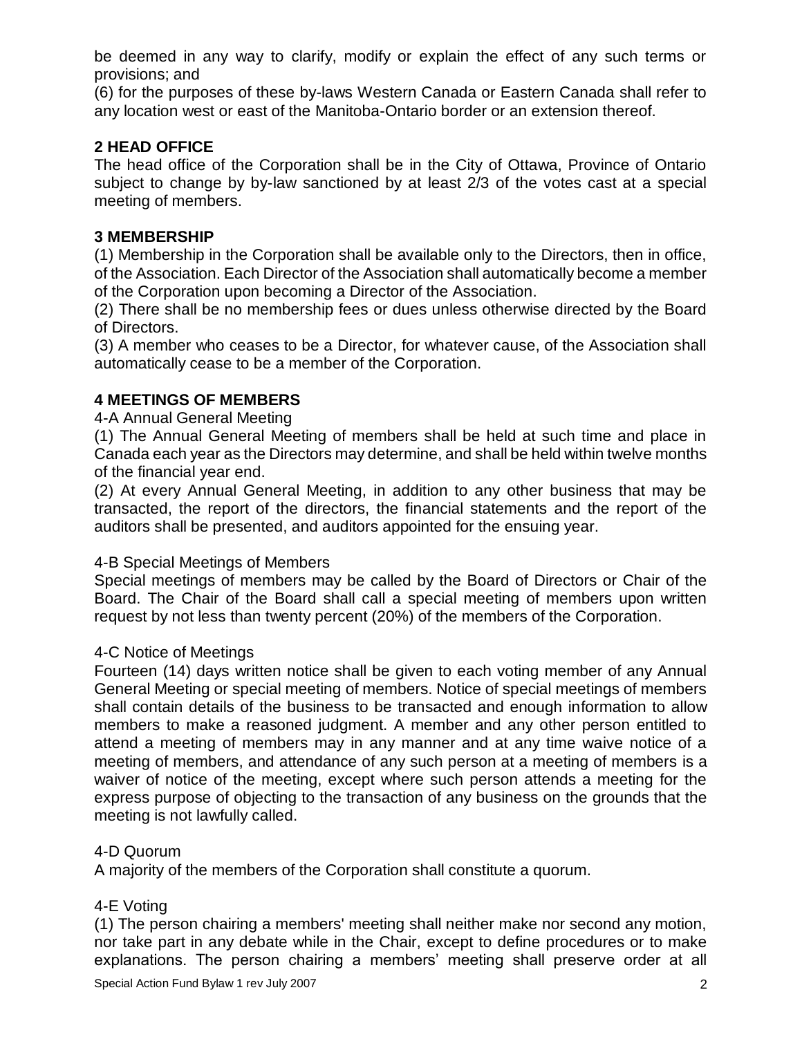be deemed in any way to clarify, modify or explain the effect of any such terms or provisions; and

(6) for the purposes of these by-laws Western Canada or Eastern Canada shall refer to any location west or east of the Manitoba-Ontario border or an extension thereof.

## 2 HEAD OFFICE

The head office of the Corporation shall be in the City of Ottawa, Province of Ontario subject to change by by-law sanctioned by at least 2/3 of the votes cast at a special meeting of members.

## 3 MEMBERSHIP

(1) Membership in the Corporation shall be available only to the Directors, then in office, of the Association. Each Director of the Association shall automatically become a member of the Corporation upon becoming a Director of the Association.

(2) There shall be no membership fees or dues unless otherwise directed by the Board of Directors.

(3) A member who ceases to be a Director, for whatever cause, of the Association shall automatically cease to be a member of the Corporation.

## 4 MEETINGS OF MEMBERS

4-A Annual General Meeting

(1) The Annual General Meeting of members shall be held at such time and place in Canada each year as the Directors may determine, and shall be held within twelve months of the financial year end.

(2) At every Annual General Meeting, in addition to any other business that may be transacted, the report of the directors, the financial statements and the report of the auditors shall be presented, and auditors appointed for the ensuing year.

4-B Special Meetings of Members

Special meetings of members may be called by the Board of Directors or Chair of the Board. The Chair of the Board shall call a special meeting of members upon written request by not less than twenty percent (20%) of the members of the Corporation.

4-C Notice of Meetings

Fourteen (14) days written notice shall be given to each voting member of any Annual General Meeting or special meeting of members. Notice of special meetings of members shall contain details of the business to be transacted and enough information to allow members to make a reasoned judgment. A member and any other person entitled to attend a meeting of members may in any manner and at any time waive notice of a meeting of members, and attendance of any such person at a meeting of members is a waiver of notice of the meeting, except where such person attends a meeting for the express purpose of objecting to the transaction of any business on the grounds that the meeting is not lawfully called.

4-D Quorum

A majority of the members of the Corporation shall constitute a quorum.

4-E Voting

(1) The person chairing a members' meeting shall neither make nor second any motion, nor take part in any debate while in the Chair, except to define procedures or to make explanations. The person chairing a members' meeting shall preserve order at all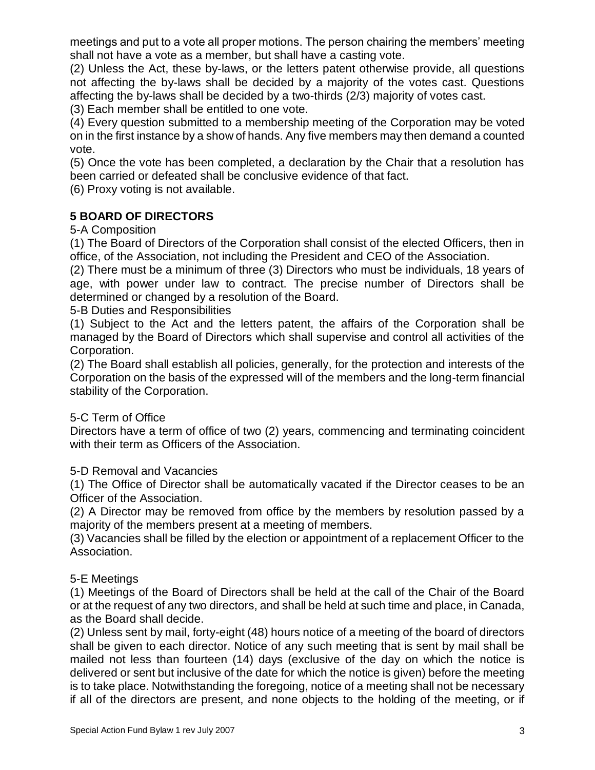meetings and put to a vote all proper motions. The person chairing the members' meeting shall not have a vote as a member, but shall have a casting vote.

(2) Unless the Act, these by-laws, or the letters patent otherwise provide, all questions not affecting the by-laws shall be decided by a majority of the votes cast. Questions affecting the by-laws shall be decided by a two-thirds (2/3) majority of votes cast.

(3) Each member shall be entitled to one vote.

(4) Every question submitted to a membership meeting of the Corporation may be voted on in the first instance by a show of hands. Any five members may then demand a counted vote.

(5) Once the vote has been completed, a declaration by the Chair that a resolution has been carried or defeated shall be conclusive evidence of that fact.

(6) Proxy voting is not available.

## 5 BOARD OF DIRECTORS

5-A Composition

(1) The Board of Directors of the Corporation shall consist of the elected Officers, then in office, of the Association, not including the President and CEO of the Association.

(2) There must be a minimum of three (3) Directors who must be individuals, 18 years of age, with power under law to contract. The precise number of Directors shall be determined or changed by a resolution of the Board.

5-B Duties and Responsibilities

(1) Subject to the Act and the letters patent, the affairs of the Corporation shall be managed by the Board of Directors which shall supervise and control all activities of the Corporation.

(2) The Board shall establish all policies, generally, for the protection and interests of the Corporation on the basis of the expressed will of the members and the long-term financial stability of the Corporation.

5-C Term of Office

Directors have a term of office of two (2) years, commencing and terminating coincident with their term as Officers of the Association.

5-D Removal and Vacancies

(1) The Office of Director shall be automatically vacated if the Director ceases to be an Officer of the Association.

(2) A Director may be removed from office by the members by resolution passed by a majority of the members present at a meeting of members.

(3) Vacancies shall be filled by the election or appointment of a replacement Officer to the Association.

5-E Meetings

(1) Meetings of the Board of Directors shall be held at the call of the Chair of the Board or at the request of any two directors, and shall be held at such time and place, in Canada, as the Board shall decide.

(2) Unless sent by mail, forty-eight (48) hours notice of a meeting of the board of directors shall be given to each director. Notice of any such meeting that is sent by mail shall be mailed not less than fourteen (14) days (exclusive of the day on which the notice is delivered or sent but inclusive of the date for which the notice is given) before the meeting is to take place. Notwithstanding the foregoing, notice of a meeting shall not be necessary if all of the directors are present, and none objects to the holding of the meeting, or if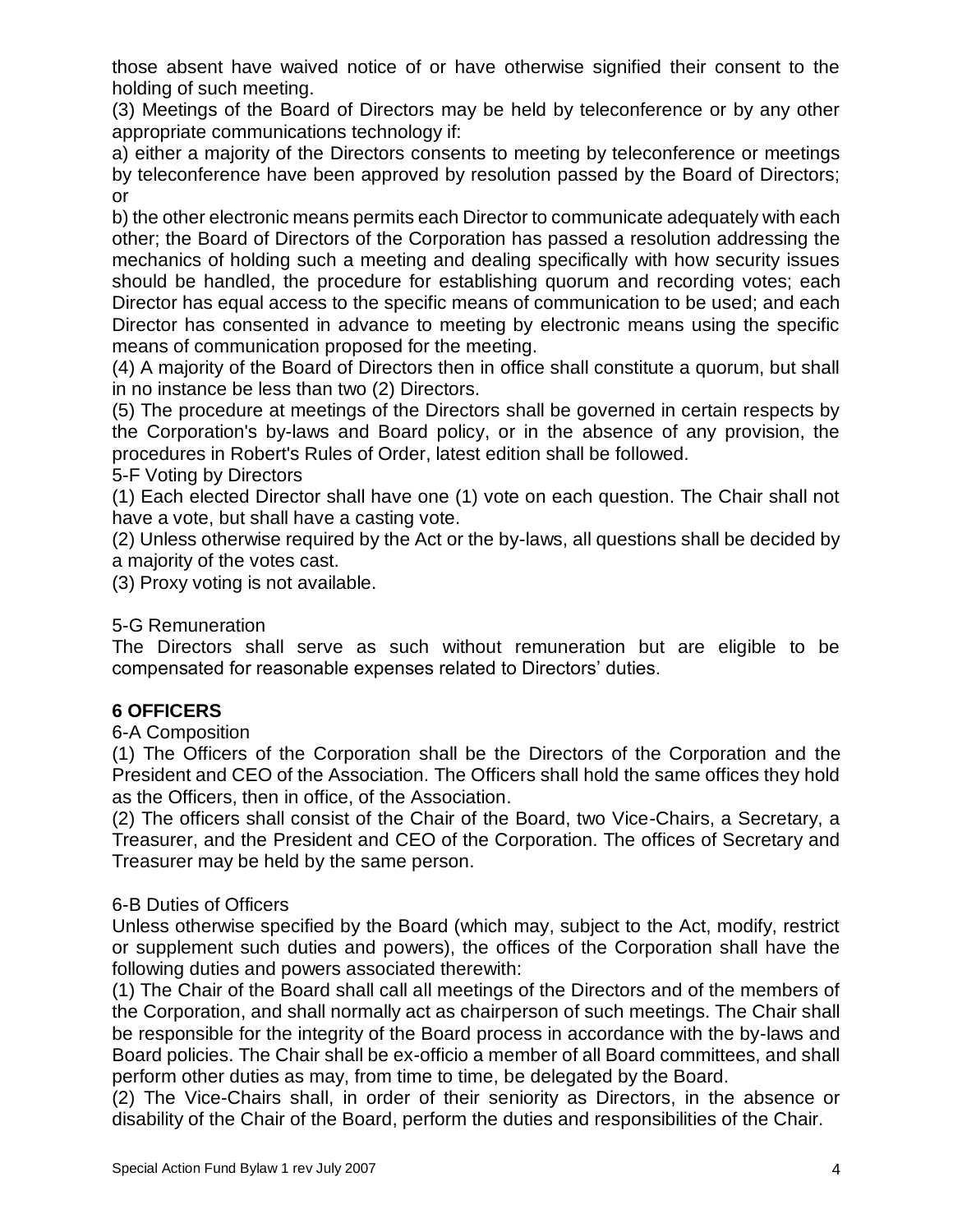those absent have waived notice of or have otherwise signified their consent to the holding of such meeting.

(3) Meetings of the Board of Directors may be held by teleconference or by any other appropriate communications technology if:

a) either a majority of the Directors consents to meeting by teleconference or meetings by teleconference have been approved by resolution passed by the Board of Directors; or

b) the other electronic means permits each Director to communicate adequately with each other; the Board of Directors of the Corporation has passed a resolution addressing the mechanics of holding such a meeting and dealing specifically with how security issues should be handled, the procedure for establishing quorum and recording votes; each Director has equal access to the specific means of communication to be used; and each Director has consented in advance to meeting by electronic means using the specific means of communication proposed for the meeting.

(4) A majority of the Board of Directors then in office shall constitute a quorum, but shall in no instance be less than two (2) Directors.

(5) The procedure at meetings of the Directors shall be governed in certain respects by the Corporation's by-laws and Board policy, or in the absence of any provision, the procedures in Robert's Rules of Order, latest edition shall be followed.

5-F Voting by Directors

(1) Each elected Director shall have one (1) vote on each question. The Chair shall not have a vote, but shall have a casting vote.

(2) Unless otherwise required by the Act or the by-laws, all questions shall be decided by a majority of the votes cast.

(3) Proxy voting is not available.

5-G Remuneration

The Directors shall serve as such without remuneration but are eligible to be compensated for reasonable expenses related to Directors' duties.

## 6 OFFICERS

6-A Composition

(1) The Officers of the Corporation shall be the Directors of the Corporation and the President and CEO of the Association. The Officers shall hold the same offices they hold as the Officers, then in office, of the Association.

(2) The officers shall consist of the Chair of the Board, two Vice-Chairs, a Secretary, a Treasurer, and the President and CEO of the Corporation. The offices of Secretary and Treasurer may be held by the same person.

6-B Duties of Officers

Unless otherwise specified by the Board (which may, subject to the Act, modify, restrict or supplement such duties and powers), the offices of the Corporation shall have the following duties and powers associated therewith:

(1) The Chair of the Board shall call all meetings of the Directors and of the members of the Corporation, and shall normally act as chairperson of such meetings. The Chair shall be responsible for the integrity of the Board process in accordance with the by-laws and Board policies. The Chair shall be ex-officio a member of all Board committees, and shall perform other duties as may, from time to time, be delegated by the Board.

(2) The Vice-Chairs shall, in order of their seniority as Directors, in the absence or disability of the Chair of the Board, perform the duties and responsibilities of the Chair.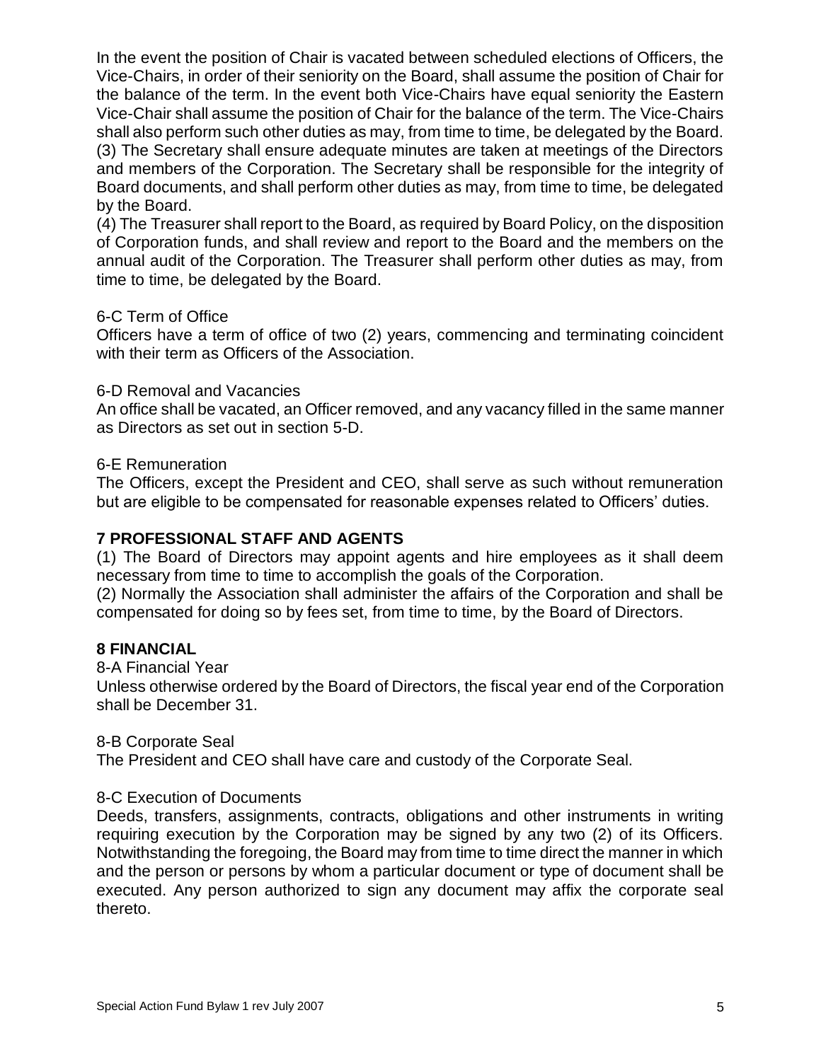In the event the position of Chair is vacated between scheduled elections of Officers, the Vice-Chairs, in order of their seniority on the Board, shall assume the position of Chair for the balance of the term. In the event both Vice-Chairs have equal seniority the Eastern Vice-Chair shall assume the position of Chair for the balance of the term. The Vice-Chairs shall also perform such other duties as may, from time to time, be delegated by the Board.

(3) The Secretary shall ensure adequate minutes are taken at meetings of the Directors and members of the Corporation. The Secretary shall be responsible for the integrity of Board documents, and shall perform other duties as may, from time to time, be delegated by the Board.

(4) The Treasurer shall report to the Board, as required by Board Policy, on the disposition of Corporation funds, and shall review and report to the Board and the members on the annual audit of the Corporation. The Treasurer shall perform other duties as may, from time to time, be delegated by the Board.

6-C Term of Office

Officers have a term of office of two (2) years, commencing and terminating coincident with their term as Officers of the Association.

6-D Removal and Vacancies

An office shall be vacated, an Officer removed, and any vacancy filled in the same manner as Directors as set out in section 5-D.

6-E Remuneration

The Officers, except the President and CEO, shall serve as such without remuneration but are eligible to be compensated for reasonable expenses related to Officers' duties.

## 7 PROFESSIONAL STAFF AND AGENTS

(1) The Board of Directors may appoint agents and hire employees as it shall deem necessary from time to time to accomplish the goals of the Corporation.

(2) Normally the Association shall administer the affairs of the Corporation and shall be compensated for doing so by fees set, from time to time, by the Board of Directors.

## 8 FINANCIAL

8-A Financial Year

Unless otherwise ordered by the Board of Directors, the fiscal year end of the Corporation shall be December 31.

8-B Corporate Seal

The President and CEO shall have care and custody of the Corporate Seal.

8-C Execution of Documents

Deeds, transfers, assignments, contracts, obligations and other instruments in writing requiring execution by the Corporation may be signed by any two (2) of its Officers. Notwithstanding the foregoing, the Board may from time to time direct the manner in which and the person or persons by whom a particular document or type of document shall be executed. Any person authorized to sign any document may affix the corporate seal thereto.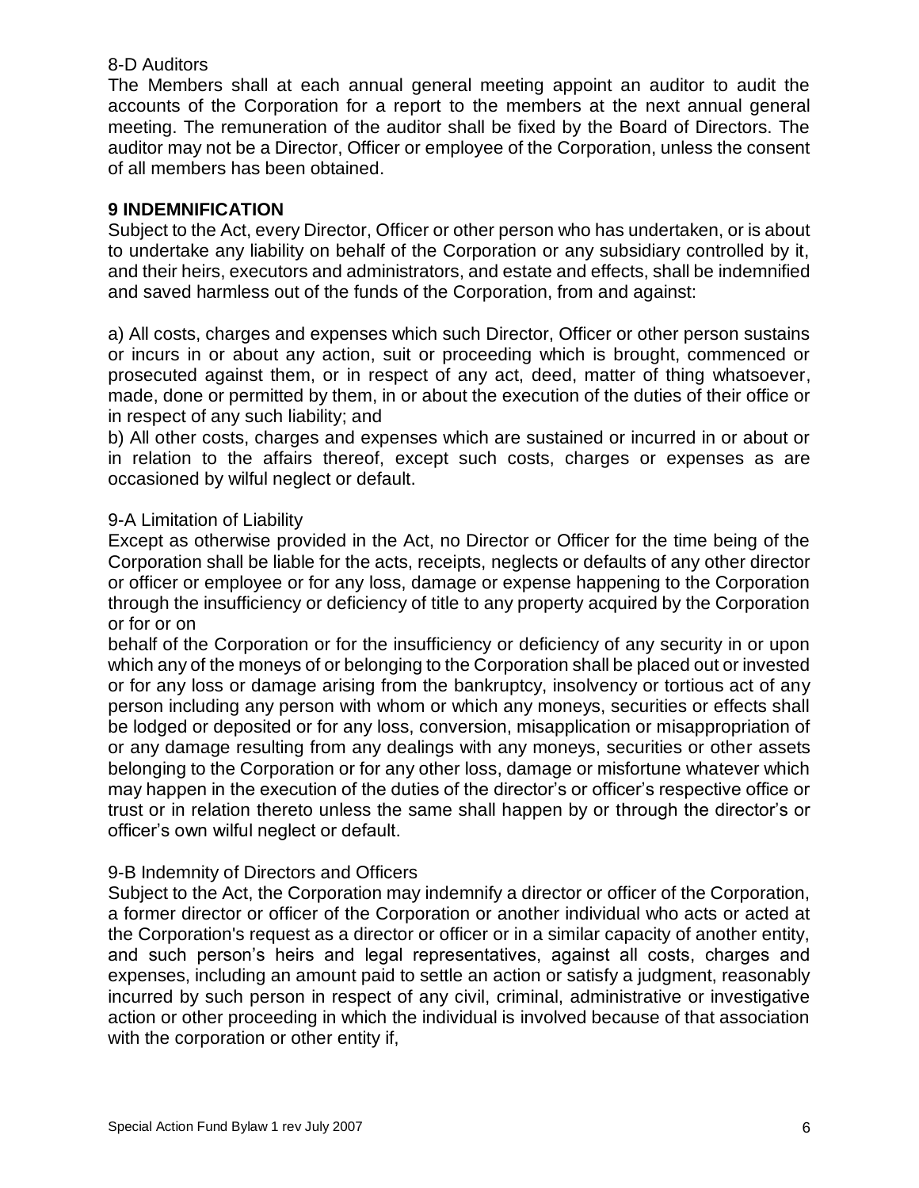8-D Auditors

The Members shall at each annual general meeting appoint an auditor to audit the accounts of the Corporation for a report to the members at the next annual general meeting. The remuneration of the auditor shall be fixed by the Board of Directors. The auditor may not be a Director, Officer or employee of the Corporation, unless the consent of all members has been obtained.

## 9 INDEMNIFICATION

Subject to the Act, every Director, Officer or other person who has undertaken, or is about to undertake any liability on behalf of the Corporation or any subsidiary controlled by it, and their heirs, executors and administrators, and estate and effects, shall be indemnified and saved harmless out of the funds of the Corporation, from and against:

a) All costs, charges and expenses which such Director, Officer or other person sustains or incurs in or about any action, suit or proceeding which is brought, commenced or prosecuted against them, or in respect of any act, deed, matter of thing whatsoever, made, done or permitted by them, in or about the execution of the duties of their office or in respect of any such liability; and

b) All other costs, charges and expenses which are sustained or incurred in or about or in relation to the affairs thereof, except such costs, charges or expenses as are occasioned by wilful neglect or default.

9-A Limitation of Liability

Except as otherwise provided in the Act, no Director or Officer for the time being of the Corporation shall be liable for the acts, receipts, neglects or defaults of any other director or officer or employee or for any loss, damage or expense happening to the Corporation through the insufficiency or deficiency of title to any property acquired by the Corporation or for or on behalf of the Corporation or for the insufficiency or deficiency of any security in or upon which any of the moneys of or belonging to the Corporation shall be placed out or invested or for any loss or damage arising from the bankruptcy, insolvency or tortious act of any person including any person with whom or which any moneys, securities or effects shall be lodged or deposited or for any loss, conversion, misapplication or misappropriation of or any damage resulting from any dealings with any moneys, securities or other assets belonging to the Corporation or for any other loss, damage or misfortune whatever which may happen in the execution of the duties of the director's or officer's respective office or trust or in relation thereto unless the same shall happen by or through the director's or officer's own wilful neglect or default.

9-B Indemnity of Directors and Officers

Subject to the Act, the Corporation may indemnify a director or officer of the Corporation, a former director or officer of the Corporation or another individual who acts or acted at the Corporation's request as a director or officer or in a similar capacity of another entity, and such person's heirs and legal representatives, against all costs, charges and expenses, including an amount paid to settle an action or satisfy a judgment, reasonably incurred by such person in respect of any civil, criminal, administrative or investigative action or other proceeding in which the individual is involved because of that association with the corporation or other entity if,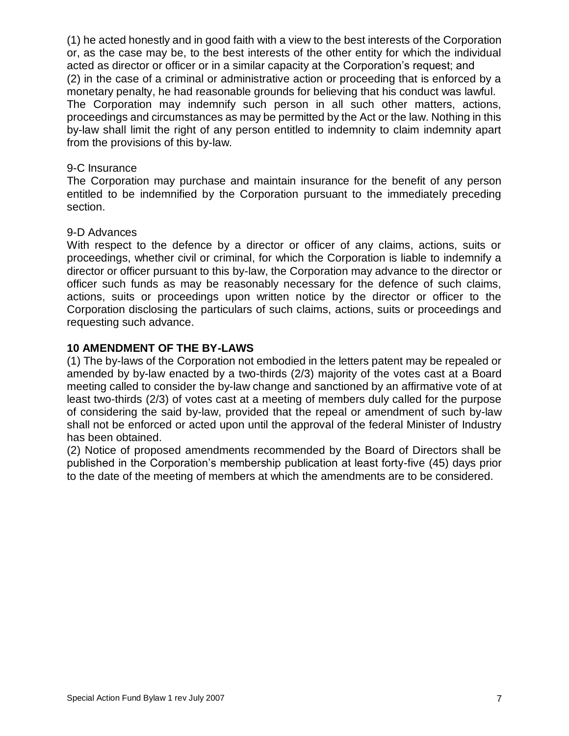(1) he acted honestly and in good faith with a view to the best interests of the Corporation or, as the case may be, to the best interests of the other entity for which the individual acted as director or officer or in a similar capacity at the Corporation's request; and

(2) in the case of a criminal or administrative action or proceeding that is enforced by a monetary penalty, he had reasonable grounds for believing that his conduct was lawful.

The Corporation may indemnify such person in all such other matters, actions, proceedings and circumstances as may be permitted by the Act or the law. Nothing in this by-law shall limit the right of any person entitled to indemnity to claim indemnity apart from the provisions of this by-law.

9-C Insurance

The Corporation may purchase and maintain insurance for the benefit of any person entitled to be indemnified by the Corporation pursuant to the immediately preceding section.

9-D Advances

With respect to the defence by a director or officer of any claims, actions, suits or proceedings, whether civil or criminal, for which the Corporation is liable to indemnify a director or officer pursuant to this by-law, the Corporation may advance to the director or officer such funds as may be reasonably necessary for the defence of such claims, actions, suits or proceedings upon written notice by the director or officer to the Corporation disclosing the particulars of such claims, actions, suits or proceedings and requesting such advance.

## 10 AMENDMENT OF THE BY-LAWS

(1) The by-laws of the Corporation not embodied in the letters patent may be repealed or amended by by-law enacted by a two-thirds (2/3) majority of the votes cast at a Board meeting called to consider the by-law change and sanctioned by an affirmative vote of at least two-thirds (2/3) of votes cast at a meeting of members duly called for the purpose of considering the said by-law, provided that the repeal or amendment of such by-law shall not be enforced or acted upon until the approval of the federal Minister of Industry has been obtained.

(2) Notice of proposed amendments recommended by the Board of Directors shall be published in the Corporation's membership publication at least forty-five (45) days prior to the date of the meeting of members at which the amendments are to be considered.